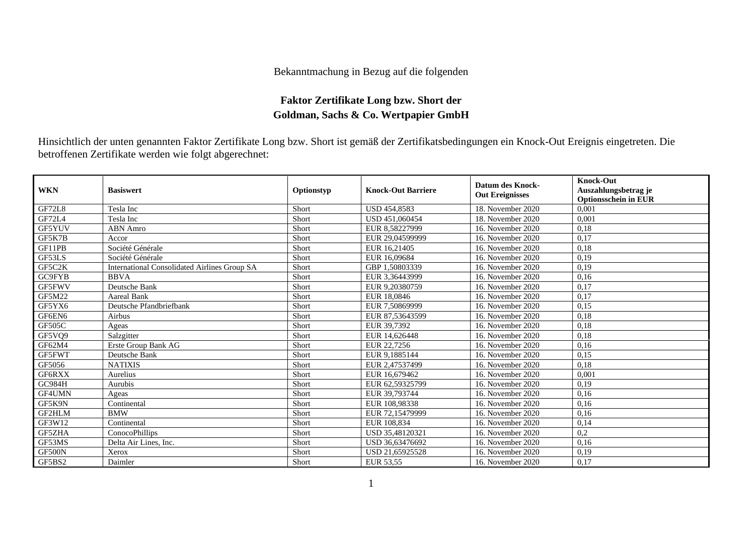Bekanntmachung in Bezug auf die folgenden

**Faktor Zertifikate Long bzw. Short der Goldman, Sachs & Co. Wertpapier GmbH**

Hinsichtlich der unten genannten Faktor Zertifikate Long bzw. Short ist gemäß der Zertifikatsbedingungen ein Knock-Out Ereignis eingetreten. Die betroffenen Zertifikate werden wie folgt abgerechnet:

| WKN | Basiswert | Optionstyp | Knock-Out Barriere | Datum des Knock-Out Ereignisses | Knock-Out Auszahlungsbetrag je Optionsschein in EUR |
|---|---|---|---|---|---|
| GF72L8 | Tesla Inc | Short | USD 454,8583 | 18. November 2020 | 0,001 |
| GF72L4 | Tesla Inc | Short | USD 451,060454 | 18. November 2020 | 0,001 |
| GF5YUV | ABN Amro | Short | EUR 8,58227999 | 16. November 2020 | 0,18 |
| GF5K7B | Accor | Short | EUR 29,04599999 | 16. November 2020 | 0,17 |
| GF11PB | Société Générale | Short | EUR 16,21405 | 16. November 2020 | 0,18 |
| GF53LS | Société Générale | Short | EUR 16,09684 | 16. November 2020 | 0,19 |
| GF5C2K | International Consolidated Airlines Group SA | Short | GBP 1,50803339 | 16. November 2020 | 0,19 |
| GC9FYB | BBVA | Short | EUR 3,36443999 | 16. November 2020 | 0,16 |
| GF5FWV | Deutsche Bank | Short | EUR 9,20380759 | 16. November 2020 | 0,17 |
| GF5M22 | Aareal Bank | Short | EUR 18,0846 | 16. November 2020 | 0,17 |
| GF5YX6 | Deutsche Pfandbriefbank | Short | EUR 7,50869999 | 16. November 2020 | 0,15 |
| GF6EN6 | Airbus | Short | EUR 87,53643599 | 16. November 2020 | 0,18 |
| GF505C | Ageas | Short | EUR 39,7392 | 16. November 2020 | 0,18 |
| GF5VQ9 | Salzgitter | Short | EUR 14,626448 | 16. November 2020 | 0,18 |
| GF62M4 | Erste Group Bank AG | Short | EUR 22,7256 | 16. November 2020 | 0,16 |
| GF5FWT | Deutsche Bank | Short | EUR 9,1885144 | 16. November 2020 | 0,15 |
| GF5056 | NATIXIS | Short | EUR 2,47537499 | 16. November 2020 | 0,18 |
| GF6RXX | Aurelius | Short | EUR 16,679462 | 16. November 2020 | 0,001 |
| GC984H | Aurubis | Short | EUR 62,59325799 | 16. November 2020 | 0,19 |
| GF4UMN | Ageas | Short | EUR 39,793744 | 16. November 2020 | 0,16 |
| GF5K9N | Continental | Short | EUR 108,98338 | 16. November 2020 | 0,16 |
| GF2HLM | BMW | Short | EUR 72,15479999 | 16. November 2020 | 0,16 |
| GF3W12 | Continental | Short | EUR 108,834 | 16. November 2020 | 0,14 |
| GF5ZHA | ConocoPhillips | Short | USD 35,48120321 | 16. November 2020 | 0,2 |
| GF53MS | Delta Air Lines, Inc. | Short | USD 36,63476692 | 16. November 2020 | 0,16 |
| GF500N | Xerox | Short | USD 21,65925528 | 16. November 2020 | 0,19 |
| GF5BS2 | Daimler | Short | EUR 53,55 | 16. November 2020 | 0,17 |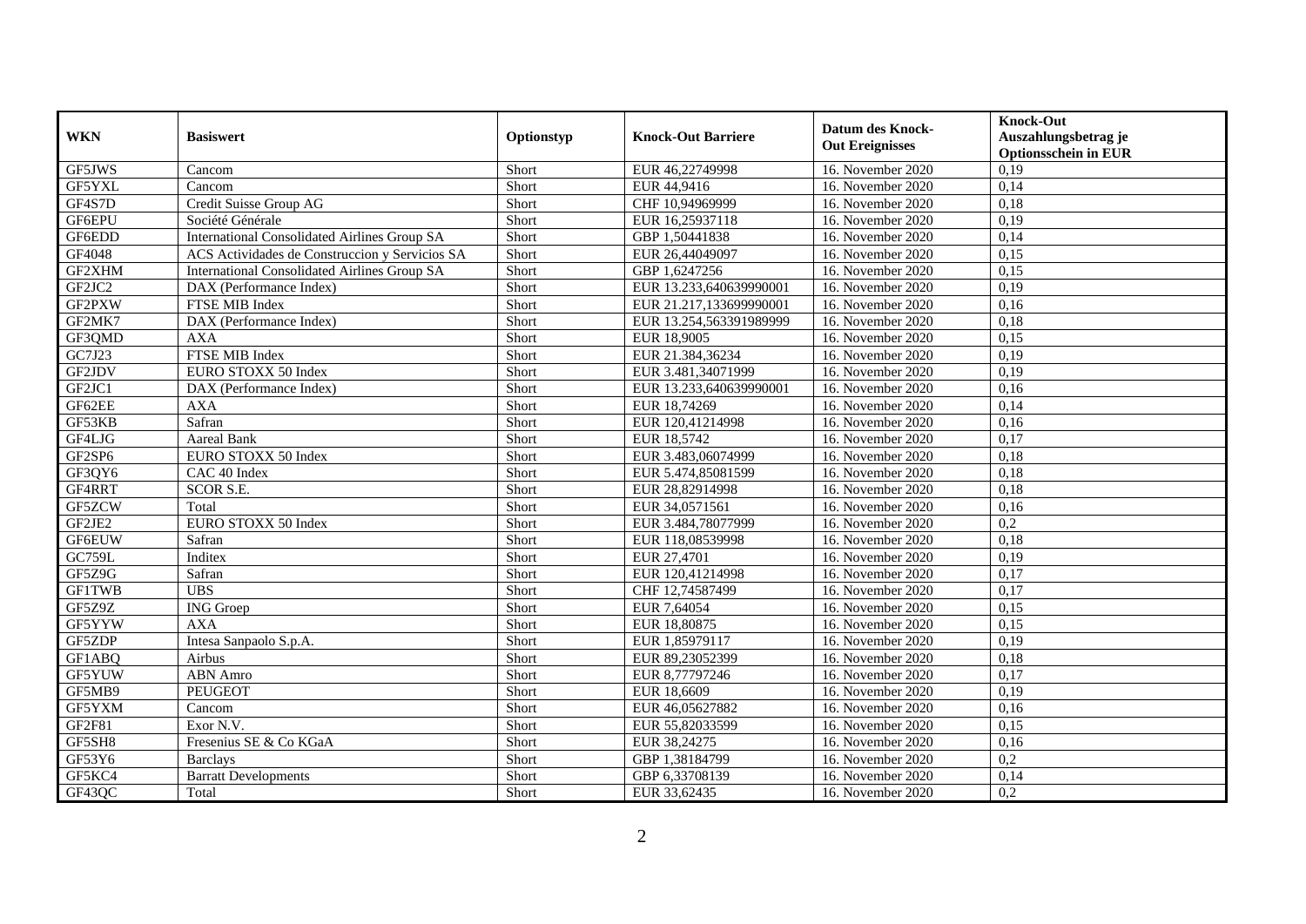| WKN | Basiswert | Optionstyp | Knock-Out Barriere | Datum des Knock-Out Ereignisses | Knock-Out Auszahlungsbetrag je Optionsschein in EUR |
|---|---|---|---|---|---|
| GF5JWS | Cancom | Short | EUR 46,22749998 | 16. November 2020 | 0,19 |
| GF5YXL | Cancom | Short | EUR 44,9416 | 16. November 2020 | 0,14 |
| GF4S7D | Credit Suisse Group AG | Short | CHF 10,94969999 | 16. November 2020 | 0,18 |
| GF6EPU | Société Générale | Short | EUR 16,25937118 | 16. November 2020 | 0,19 |
| GF6EDD | International Consolidated Airlines Group SA | Short | GBP 1,50441838 | 16. November 2020 | 0,14 |
| GF4048 | ACS Actividades de Construccion y Servicios SA | Short | EUR 26,44049097 | 16. November 2020 | 0,15 |
| GF2XHM | International Consolidated Airlines Group SA | Short | GBP 1,6247256 | 16. November 2020 | 0,15 |
| GF2JC2 | DAX (Performance Index) | Short | EUR 13.233,640639990001 | 16. November 2020 | 0,19 |
| GF2PXW | FTSE MIB Index | Short | EUR 21.217,133699990001 | 16. November 2020 | 0,16 |
| GF2MK7 | DAX (Performance Index) | Short | EUR 13.254,563391989999 | 16. November 2020 | 0,18 |
| GF3QMD | AXA | Short | EUR 18,9005 | 16. November 2020 | 0,15 |
| GC7J23 | FTSE MIB Index | Short | EUR 21.384,36234 | 16. November 2020 | 0,19 |
| GF2JDV | EURO STOXX 50 Index | Short | EUR 3.481,34071999 | 16. November 2020 | 0,19 |
| GF2JC1 | DAX (Performance Index) | Short | EUR 13.233,640639990001 | 16. November 2020 | 0,16 |
| GF62EE | AXA | Short | EUR 18,74269 | 16. November 2020 | 0,14 |
| GF53KB | Safran | Short | EUR 120,41214998 | 16. November 2020 | 0,16 |
| GF4LJG | Aareal Bank | Short | EUR 18,5742 | 16. November 2020 | 0,17 |
| GF2SP6 | EURO STOXX 50 Index | Short | EUR 3.483,06074999 | 16. November 2020 | 0,18 |
| GF3QY6 | CAC 40 Index | Short | EUR 5.474,85081599 | 16. November 2020 | 0,18 |
| GF4RRT | SCOR S.E. | Short | EUR 28,82914998 | 16. November 2020 | 0,18 |
| GF5ZCW | Total | Short | EUR 34,0571561 | 16. November 2020 | 0,16 |
| GF2JE2 | EURO STOXX 50 Index | Short | EUR 3.484,78077999 | 16. November 2020 | 0,2 |
| GF6EUW | Safran | Short | EUR 118,08539998 | 16. November 2020 | 0,18 |
| GC759L | Inditex | Short | EUR 27,4701 | 16. November 2020 | 0,19 |
| GF5Z9G | Safran | Short | EUR 120,41214998 | 16. November 2020 | 0,17 |
| GF1TWB | UBS | Short | CHF 12,74587499 | 16. November 2020 | 0,17 |
| GF5Z9Z | ING Groep | Short | EUR 7,64054 | 16. November 2020 | 0,15 |
| GF5YYW | AXA | Short | EUR 18,80875 | 16. November 2020 | 0,15 |
| GF5ZDP | Intesa Sanpaolo S.p.A. | Short | EUR 1,85979117 | 16. November 2020 | 0,19 |
| GF1ABQ | Airbus | Short | EUR 89,23052399 | 16. November 2020 | 0,18 |
| GF5YUW | ABN Amro | Short | EUR 8,77797246 | 16. November 2020 | 0,17 |
| GF5MB9 | PEUGEOT | Short | EUR 18,6609 | 16. November 2020 | 0,19 |
| GF5YXM | Cancom | Short | EUR 46,05627882 | 16. November 2020 | 0,16 |
| GF2F81 | Exor N.V. | Short | EUR 55,82033599 | 16. November 2020 | 0,15 |
| GF5SH8 | Fresenius SE & Co KGaA | Short | EUR 38,24275 | 16. November 2020 | 0,16 |
| GF53Y6 | Barclays | Short | GBP 1,38184799 | 16. November 2020 | 0,2 |
| GF5KC4 | Barratt Developments | Short | GBP 6,33708139 | 16. November 2020 | 0,14 |
| GF43QC | Total | Short | EUR 33,62435 | 16. November 2020 | 0,2 |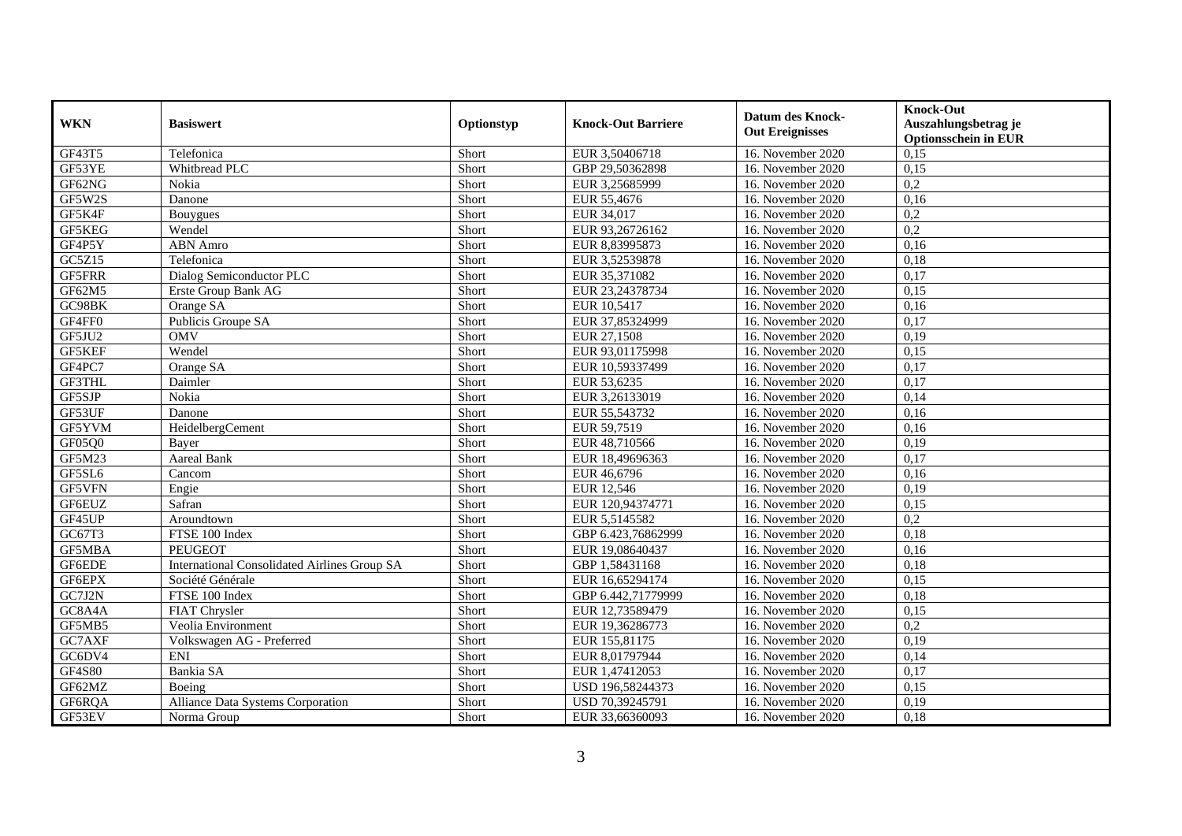| WKN | Basiswert | Optionstyp | Knock-Out Barriere | Datum des Knock-Out Ereignisses | Knock-Out Auszahlungsbetrag je Optionsschein in EUR |
|---|---|---|---|---|---|
| GF43T5 | Telefonica | Short | EUR 3,50406718 | 16. November 2020 | 0,15 |
| GF53YE | Whitbread PLC | Short | GBP 29,50362898 | 16. November 2020 | 0,15 |
| GF62NG | Nokia | Short | EUR 3,25685999 | 16. November 2020 | 0,2 |
| GF5W2S | Danone | Short | EUR 55,4676 | 16. November 2020 | 0,16 |
| GF5K4F | Bouygues | Short | EUR 34,017 | 16. November 2020 | 0,2 |
| GF5KEG | Wendel | Short | EUR 93,26726162 | 16. November 2020 | 0,2 |
| GF4P5Y | ABN Amro | Short | EUR 8,83995873 | 16. November 2020 | 0,16 |
| GC5Z15 | Telefonica | Short | EUR 3,52539878 | 16. November 2020 | 0,18 |
| GF5FRR | Dialog Semiconductor PLC | Short | EUR 35,371082 | 16. November 2020 | 0,17 |
| GF62M5 | Erste Group Bank AG | Short | EUR 23,24378734 | 16. November 2020 | 0,15 |
| GC98BK | Orange SA | Short | EUR 10,5417 | 16. November 2020 | 0,16 |
| GF4FF0 | Publicis Groupe SA | Short | EUR 37,85324999 | 16. November 2020 | 0,17 |
| GF5JU2 | OMV | Short | EUR 27,1508 | 16. November 2020 | 0,19 |
| GF5KEF | Wendel | Short | EUR 93,01175998 | 16. November 2020 | 0,15 |
| GF4PC7 | Orange SA | Short | EUR 10,59337499 | 16. November 2020 | 0,17 |
| GF3THL | Daimler | Short | EUR 53,6235 | 16. November 2020 | 0,17 |
| GF5SJP | Nokia | Short | EUR 3,26133019 | 16. November 2020 | 0,14 |
| GF53UF | Danone | Short | EUR 55,543732 | 16. November 2020 | 0,16 |
| GF5YVM | HeidelbergCement | Short | EUR 59,7519 | 16. November 2020 | 0,16 |
| GF05Q0 | Bayer | Short | EUR 48,710566 | 16. November 2020 | 0,19 |
| GF5M23 | Aareal Bank | Short | EUR 18,49696363 | 16. November 2020 | 0,17 |
| GF5SL6 | Cancom | Short | EUR 46,6796 | 16. November 2020 | 0,16 |
| GF5VFN | Engie | Short | EUR 12,546 | 16. November 2020 | 0,19 |
| GF6EUZ | Safran | Short | EUR 120,94374771 | 16. November 2020 | 0,15 |
| GF45UP | Aroundtown | Short | EUR 5,5145582 | 16. November 2020 | 0,2 |
| GC67T3 | FTSE 100 Index | Short | GBP 6.423,76862999 | 16. November 2020 | 0,18 |
| GF5MBA | PEUGEOT | Short | EUR 19,08640437 | 16. November 2020 | 0,16 |
| GF6EDE | International Consolidated Airlines Group SA | Short | GBP 1,58431168 | 16. November 2020 | 0,18 |
| GF6EPX | Société Générale | Short | EUR 16,65294174 | 16. November 2020 | 0,15 |
| GC7J2N | FTSE 100 Index | Short | GBP 6.442,71779999 | 16. November 2020 | 0,18 |
| GC8A4A | FIAT Chrysler | Short | EUR 12,73589479 | 16. November 2020 | 0,15 |
| GF5MB5 | Veolia Environment | Short | EUR 19,36286773 | 16. November 2020 | 0,2 |
| GC7AXF | Volkswagen AG - Preferred | Short | EUR 155,81175 | 16. November 2020 | 0,19 |
| GC6DV4 | ENI | Short | EUR 8,01797944 | 16. November 2020 | 0,14 |
| GF4S80 | Bankia SA | Short | EUR 1,47412053 | 16. November 2020 | 0,17 |
| GF62MZ | Boeing | Short | USD 196,58244373 | 16. November 2020 | 0,15 |
| GF6RQA | Alliance Data Systems Corporation | Short | USD 70,39245791 | 16. November 2020 | 0,19 |
| GF53EV | Norma Group | Short | EUR 33,66360093 | 16. November 2020 | 0,18 |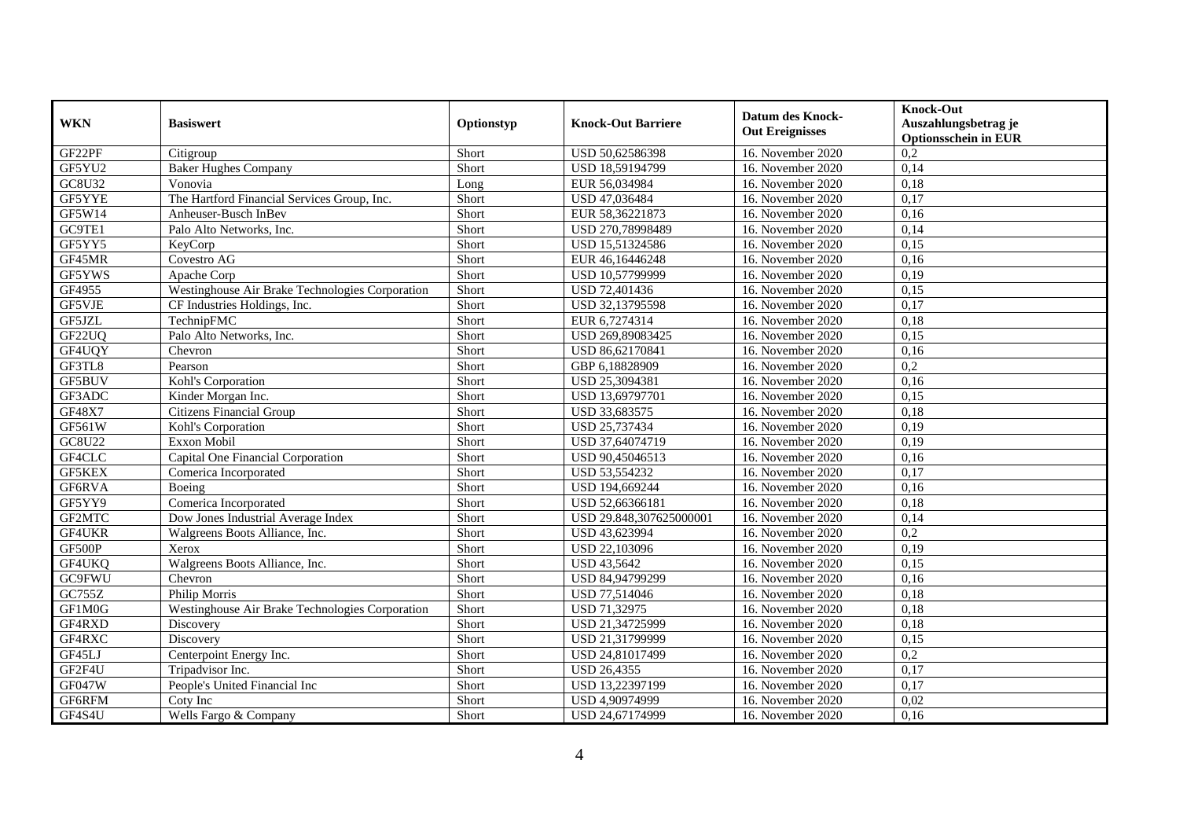| WKN | Basiswert | Optionstyp | Knock-Out Barriere | Datum des Knock-Out Ereignisses | Knock-Out Auszahlungsbetrag je Optionsschein in EUR |
|---|---|---|---|---|---|
| GF22PF | Citigroup | Short | USD 50,62586398 | 16. November 2020 | 0,2 |
| GF5YU2 | Baker Hughes Company | Short | USD 18,59194799 | 16. November 2020 | 0,14 |
| GC8U32 | Vonovia | Long | EUR 56,034984 | 16. November 2020 | 0,18 |
| GF5YYE | The Hartford Financial Services Group, Inc. | Short | USD 47,036484 | 16. November 2020 | 0,17 |
| GF5W14 | Anheuser-Busch InBev | Short | EUR 58,36221873 | 16. November 2020 | 0,16 |
| GC9TE1 | Palo Alto Networks, Inc. | Short | USD 270,78998489 | 16. November 2020 | 0,14 |
| GF5YY5 | KeyCorp | Short | USD 15,51324586 | 16. November 2020 | 0,15 |
| GF45MR | Covestro AG | Short | EUR 46,16446248 | 16. November 2020 | 0,16 |
| GF5YWS | Apache Corp | Short | USD 10,57799999 | 16. November 2020 | 0,19 |
| GF4955 | Westinghouse Air Brake Technologies Corporation | Short | USD 72,401436 | 16. November 2020 | 0,15 |
| GF5VJE | CF Industries Holdings, Inc. | Short | USD 32,13795598 | 16. November 2020 | 0,17 |
| GF5JZL | TechnipFMC | Short | EUR 6,7274314 | 16. November 2020 | 0,18 |
| GF22UQ | Palo Alto Networks, Inc. | Short | USD 269,89083425 | 16. November 2020 | 0,15 |
| GF4UQY | Chevron | Short | USD 86,62170841 | 16. November 2020 | 0,16 |
| GF3TL8 | Pearson | Short | GBP 6,18828909 | 16. November 2020 | 0,2 |
| GF5BUV | Kohl's Corporation | Short | USD 25,3094381 | 16. November 2020 | 0,16 |
| GF3ADC | Kinder Morgan Inc. | Short | USD 13,69797701 | 16. November 2020 | 0,15 |
| GF48X7 | Citizens Financial Group | Short | USD 33,683575 | 16. November 2020 | 0,18 |
| GF561W | Kohl's Corporation | Short | USD 25,737434 | 16. November 2020 | 0,19 |
| GC8U22 | Exxon Mobil | Short | USD 37,64074719 | 16. November 2020 | 0,19 |
| GF4CLC | Capital One Financial Corporation | Short | USD 90,45046513 | 16. November 2020 | 0,16 |
| GF5KEX | Comerica Incorporated | Short | USD 53,554232 | 16. November 2020 | 0,17 |
| GF6RVA | Boeing | Short | USD 194,669244 | 16. November 2020 | 0,16 |
| GF5YY9 | Comerica Incorporated | Short | USD 52,66366181 | 16. November 2020 | 0,18 |
| GF2MTC | Dow Jones Industrial Average Index | Short | USD 29.848,307625000001 | 16. November 2020 | 0,14 |
| GF4UKR | Walgreens Boots Alliance, Inc. | Short | USD 43,623994 | 16. November 2020 | 0,2 |
| GF500P | Xerox | Short | USD 22,103096 | 16. November 2020 | 0,19 |
| GF4UKQ | Walgreens Boots Alliance, Inc. | Short | USD 43,5642 | 16. November 2020 | 0,15 |
| GC9FWU | Chevron | Short | USD 84,94799299 | 16. November 2020 | 0,16 |
| GC755Z | Philip Morris | Short | USD 77,514046 | 16. November 2020 | 0,18 |
| GF1M0G | Westinghouse Air Brake Technologies Corporation | Short | USD 71,32975 | 16. November 2020 | 0,18 |
| GF4RXD | Discovery | Short | USD 21,34725999 | 16. November 2020 | 0,18 |
| GF4RXC | Discovery | Short | USD 21,31799999 | 16. November 2020 | 0,15 |
| GF45LJ | Centerpoint Energy Inc. | Short | USD 24,81017499 | 16. November 2020 | 0,2 |
| GF2F4U | Tripadvisor Inc. | Short | USD 26,4355 | 16. November 2020 | 0,17 |
| GF047W | People's United Financial Inc | Short | USD 13,22397199 | 16. November 2020 | 0,17 |
| GF6RFM | Coty Inc | Short | USD 4,90974999 | 16. November 2020 | 0,02 |
| GF4S4U | Wells Fargo & Company | Short | USD 24,67174999 | 16. November 2020 | 0,16 |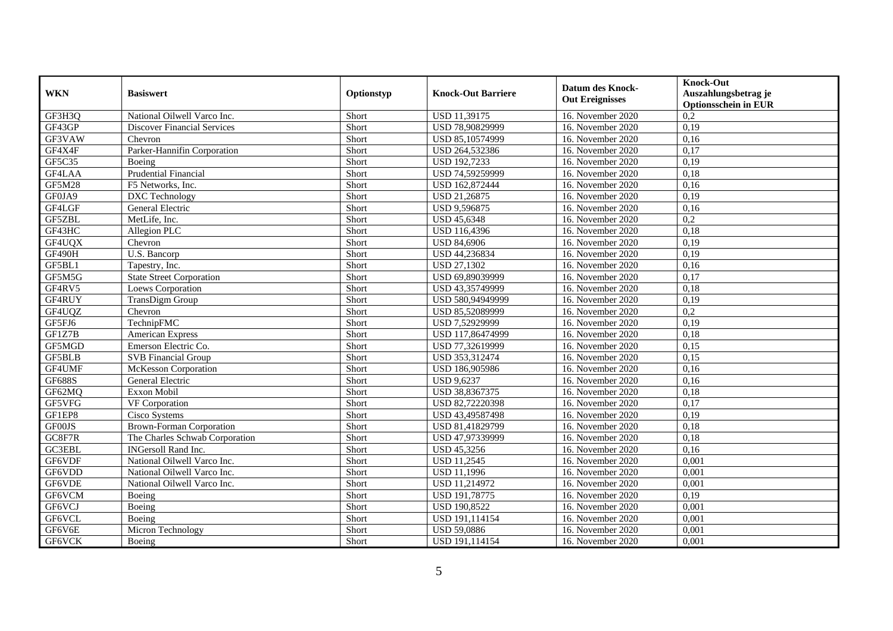| WKN | Basiswert | Optionstyp | Knock-Out Barriere | Datum des Knock-Out Ereignisses | Knock-Out Auszahlungsbetrag je Optionsschein in EUR |
|---|---|---|---|---|---|
| GF3H3Q | National Oilwell Varco Inc. | Short | USD 11,39175 | 16. November 2020 | 0,2 |
| GF43GP | Discover Financial Services | Short | USD 78,90829999 | 16. November 2020 | 0,19 |
| GF3VAW | Chevron | Short | USD 85,10574999 | 16. November 2020 | 0,16 |
| GF4X4F | Parker-Hannifin Corporation | Short | USD 264,532386 | 16. November 2020 | 0,17 |
| GF5C35 | Boeing | Short | USD 192,7233 | 16. November 2020 | 0,19 |
| GF4LAA | Prudential Financial | Short | USD 74,59259999 | 16. November 2020 | 0,18 |
| GF5M28 | F5 Networks, Inc. | Short | USD 162,872444 | 16. November 2020 | 0,16 |
| GF0JA9 | DXC Technology | Short | USD 21,26875 | 16. November 2020 | 0,19 |
| GF4LGF | General Electric | Short | USD 9,596875 | 16. November 2020 | 0,16 |
| GF5ZBL | MetLife, Inc. | Short | USD 45,6348 | 16. November 2020 | 0,2 |
| GF43HC | Allegion PLC | Short | USD 116,4396 | 16. November 2020 | 0,18 |
| GF4UQX | Chevron | Short | USD 84,6906 | 16. November 2020 | 0,19 |
| GF490H | U.S. Bancorp | Short | USD 44,236834 | 16. November 2020 | 0,19 |
| GF5BL1 | Tapestry, Inc. | Short | USD 27,1302 | 16. November 2020 | 0,16 |
| GF5M5G | State Street Corporation | Short | USD 69,89039999 | 16. November 2020 | 0,17 |
| GF4RV5 | Loews Corporation | Short | USD 43,35749999 | 16. November 2020 | 0,18 |
| GF4RUY | TransDigm Group | Short | USD 580,94949999 | 16. November 2020 | 0,19 |
| GF4UQZ | Chevron | Short | USD 85,52089999 | 16. November 2020 | 0,2 |
| GF5FJ6 | TechnipFMC | Short | USD 7,52929999 | 16. November 2020 | 0,19 |
| GF1Z7B | American Express | Short | USD 117,86474999 | 16. November 2020 | 0,18 |
| GF5MGD | Emerson Electric Co. | Short | USD 77,32619999 | 16. November 2020 | 0,15 |
| GF5BLB | SVB Financial Group | Short | USD 353,312474 | 16. November 2020 | 0,15 |
| GF4UMF | McKesson Corporation | Short | USD 186,905986 | 16. November 2020 | 0,16 |
| GF688S | General Electric | Short | USD 9,6237 | 16. November 2020 | 0,16 |
| GF62MQ | Exxon Mobil | Short | USD 38,8367375 | 16. November 2020 | 0,18 |
| GF5VFG | VF Corporation | Short | USD 82,72220398 | 16. November 2020 | 0,17 |
| GF1EP8 | Cisco Systems | Short | USD 43,49587498 | 16. November 2020 | 0,19 |
| GF00JS | Brown-Forman Corporation | Short | USD 81,41829799 | 16. November 2020 | 0,18 |
| GC8F7R | The Charles Schwab Corporation | Short | USD 47,97339999 | 16. November 2020 | 0,18 |
| GC3EBL | INGersoll Rand Inc. | Short | USD 45,3256 | 16. November 2020 | 0,16 |
| GF6VDF | National Oilwell Varco Inc. | Short | USD 11,2545 | 16. November 2020 | 0,001 |
| GF6VDD | National Oilwell Varco Inc. | Short | USD 11,1996 | 16. November 2020 | 0,001 |
| GF6VDE | National Oilwell Varco Inc. | Short | USD 11,214972 | 16. November 2020 | 0,001 |
| GF6VCM | Boeing | Short | USD 191,78775 | 16. November 2020 | 0,19 |
| GF6VCJ | Boeing | Short | USD 190,8522 | 16. November 2020 | 0,001 |
| GF6VCL | Boeing | Short | USD 191,114154 | 16. November 2020 | 0,001 |
| GF6V6E | Micron Technology | Short | USD 59,0886 | 16. November 2020 | 0,001 |
| GF6VCK | Boeing | Short | USD 191,114154 | 16. November 2020 | 0,001 |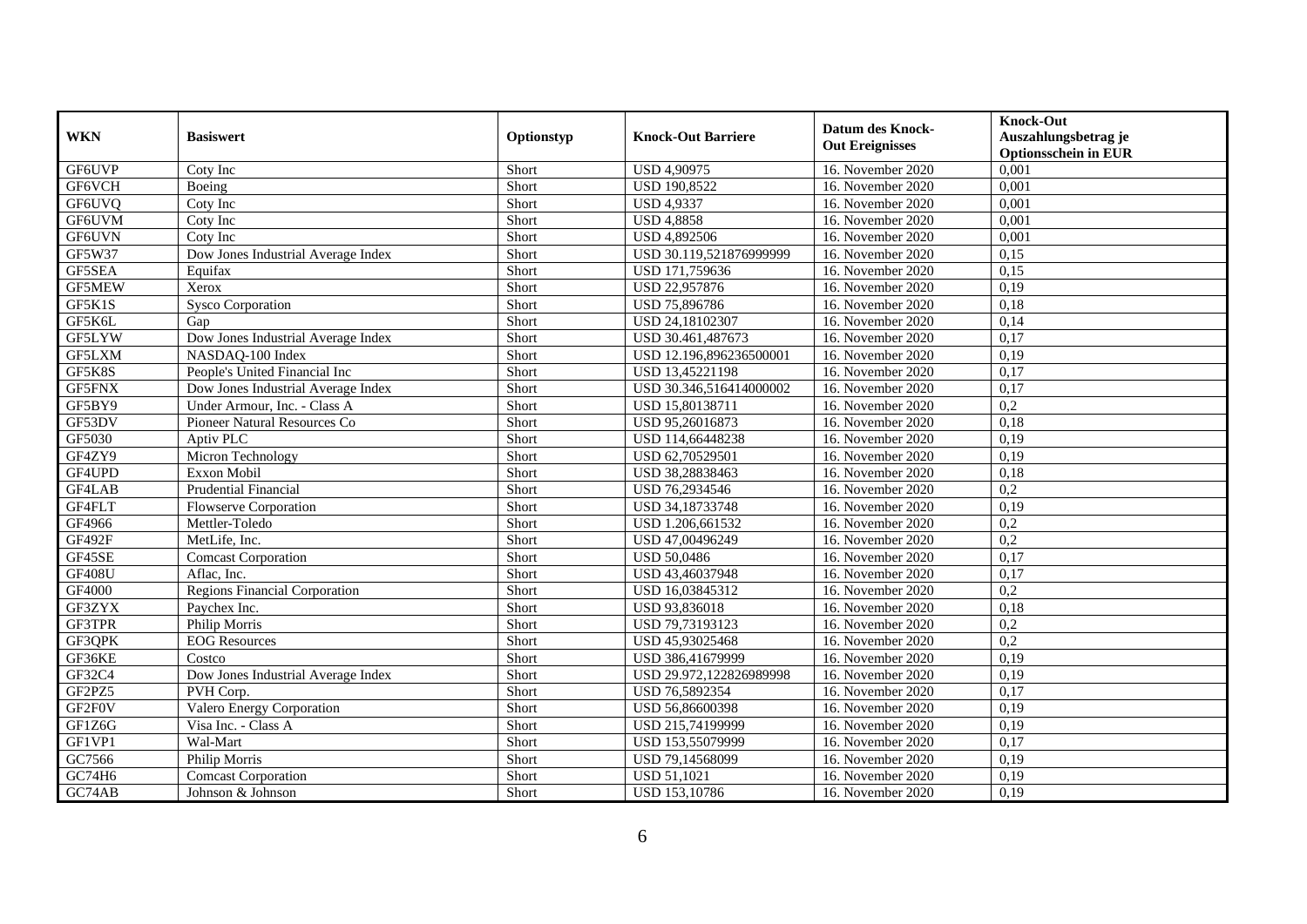| WKN | Basiswert | Optionstyp | Knock-Out Barriere | Datum des Knock-Out Ereignisses | Knock-Out Auszahlungsbetrag je Optionsschein in EUR |
|---|---|---|---|---|---|
| GF6UVP | Coty Inc | Short | USD 4,90975 | 16. November 2020 | 0,001 |
| GF6VCH | Boeing | Short | USD 190,8522 | 16. November 2020 | 0,001 |
| GF6UVQ | Coty Inc | Short | USD 4,9337 | 16. November 2020 | 0,001 |
| GF6UVM | Coty Inc | Short | USD 4,8858 | 16. November 2020 | 0,001 |
| GF6UVN | Coty Inc | Short | USD 4,892506 | 16. November 2020 | 0,001 |
| GF5W37 | Dow Jones Industrial Average Index | Short | USD 30.119,521876999999 | 16. November 2020 | 0,15 |
| GF5SEA | Equifax | Short | USD 171,759636 | 16. November 2020 | 0,15 |
| GF5MEW | Xerox | Short | USD 22,957876 | 16. November 2020 | 0,19 |
| GF5K1S | Sysco Corporation | Short | USD 75,896786 | 16. November 2020 | 0,18 |
| GF5K6L | Gap | Short | USD 24,18102307 | 16. November 2020 | 0,14 |
| GF5LYW | Dow Jones Industrial Average Index | Short | USD 30.461,487673 | 16. November 2020 | 0,17 |
| GF5LXM | NASDAQ-100 Index | Short | USD 12.196,896236500001 | 16. November 2020 | 0,19 |
| GF5K8S | People's United Financial Inc | Short | USD 13,45221198 | 16. November 2020 | 0,17 |
| GF5FNX | Dow Jones Industrial Average Index | Short | USD 30.346,516414000002 | 16. November 2020 | 0,17 |
| GF5BY9 | Under Armour, Inc. - Class A | Short | USD 15,80138711 | 16. November 2020 | 0,2 |
| GF53DV | Pioneer Natural Resources Co | Short | USD 95,26016873 | 16. November 2020 | 0,18 |
| GF5030 | Aptiv PLC | Short | USD 114,66448238 | 16. November 2020 | 0,19 |
| GF4ZY9 | Micron Technology | Short | USD 62,70529501 | 16. November 2020 | 0,19 |
| GF4UPD | Exxon Mobil | Short | USD 38,28838463 | 16. November 2020 | 0,18 |
| GF4LAB | Prudential Financial | Short | USD 76,2934546 | 16. November 2020 | 0,2 |
| GF4FLT | Flowserve Corporation | Short | USD 34,18733748 | 16. November 2020 | 0,19 |
| GF4966 | Mettler-Toledo | Short | USD 1.206,661532 | 16. November 2020 | 0,2 |
| GF492F | MetLife, Inc. | Short | USD 47,00496249 | 16. November 2020 | 0,2 |
| GF45SE | Comcast Corporation | Short | USD 50,0486 | 16. November 2020 | 0,17 |
| GF408U | Aflac, Inc. | Short | USD 43,46037948 | 16. November 2020 | 0,17 |
| GF4000 | Regions Financial Corporation | Short | USD 16,03845312 | 16. November 2020 | 0,2 |
| GF3ZYX | Paychex Inc. | Short | USD 93,836018 | 16. November 2020 | 0,18 |
| GF3TPR | Philip Morris | Short | USD 79,73193123 | 16. November 2020 | 0,2 |
| GF3QPK | EOG Resources | Short | USD 45,93025468 | 16. November 2020 | 0,2 |
| GF36KE | Costco | Short | USD 386,41679999 | 16. November 2020 | 0,19 |
| GF32C4 | Dow Jones Industrial Average Index | Short | USD 29.972,122826989998 | 16. November 2020 | 0,19 |
| GF2PZ5 | PVH Corp. | Short | USD 76,5892354 | 16. November 2020 | 0,17 |
| GF2F0V | Valero Energy Corporation | Short | USD 56,86600398 | 16. November 2020 | 0,19 |
| GF1Z6G | Visa Inc. - Class A | Short | USD 215,74199999 | 16. November 2020 | 0,19 |
| GF1VP1 | Wal-Mart | Short | USD 153,55079999 | 16. November 2020 | 0,17 |
| GC7566 | Philip Morris | Short | USD 79,14568099 | 16. November 2020 | 0,19 |
| GC74H6 | Comcast Corporation | Short | USD 51,1021 | 16. November 2020 | 0,19 |
| GC74AB | Johnson & Johnson | Short | USD 153,10786 | 16. November 2020 | 0,19 |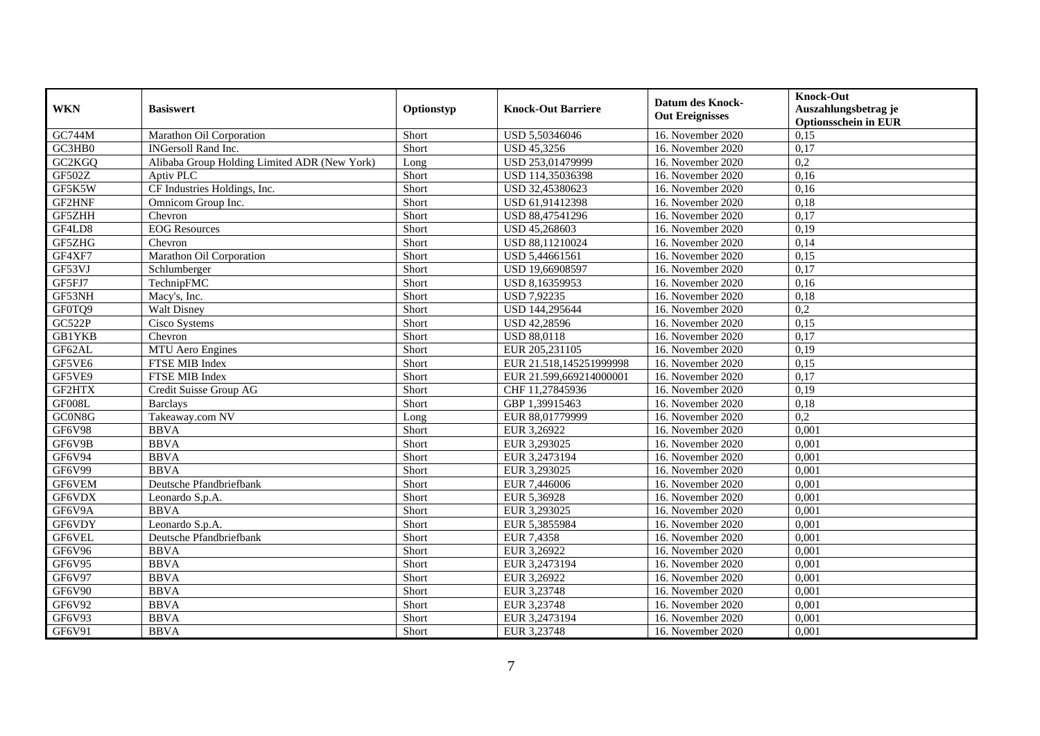| WKN | Basiswert | Optionstyp | Knock-Out Barriere | Datum des Knock-Out Ereignisses | Knock-Out Auszahlungsbetrag je Optionsschein in EUR |
|---|---|---|---|---|---|
| GC744M | Marathon Oil Corporation | Short | USD 5,50346046 | 16. November 2020 | 0,15 |
| GC3HB0 | INGersoll Rand Inc. | Short | USD 45,3256 | 16. November 2020 | 0,17 |
| GC2KGQ | Alibaba Group Holding Limited ADR (New York) | Long | USD 253,01479999 | 16. November 2020 | 0,2 |
| GF502Z | Aptiv PLC | Short | USD 114,35036398 | 16. November 2020 | 0,16 |
| GF5K5W | CF Industries Holdings, Inc. | Short | USD 32,45380623 | 16. November 2020 | 0,16 |
| GF2HNF | Omnicom Group Inc. | Short | USD 61,91412398 | 16. November 2020 | 0,18 |
| GF5ZHH | Chevron | Short | USD 88,47541296 | 16. November 2020 | 0,17 |
| GF4LD8 | EOG Resources | Short | USD 45,268603 | 16. November 2020 | 0,19 |
| GF5ZHG | Chevron | Short | USD 88,11210024 | 16. November 2020 | 0,14 |
| GF4XF7 | Marathon Oil Corporation | Short | USD 5,44661561 | 16. November 2020 | 0,15 |
| GF53VJ | Schlumberger | Short | USD 19,66908597 | 16. November 2020 | 0,17 |
| GF5FJ7 | TechnipFMC | Short | USD 8,16359953 | 16. November 2020 | 0,16 |
| GF53NH | Macy's, Inc. | Short | USD 7,92235 | 16. November 2020 | 0,18 |
| GF0TQ9 | Walt Disney | Short | USD 144,295644 | 16. November 2020 | 0,2 |
| GC522P | Cisco Systems | Short | USD 42,28596 | 16. November 2020 | 0,15 |
| GB1YKB | Chevron | Short | USD 88,0118 | 16. November 2020 | 0,17 |
| GF62AL | MTU Aero Engines | Short | EUR 205,231105 | 16. November 2020 | 0,19 |
| GF5VE6 | FTSE MIB Index | Short | EUR 21.518,145251999998 | 16. November 2020 | 0,15 |
| GF5VE9 | FTSE MIB Index | Short | EUR 21.599,669214000001 | 16. November 2020 | 0,17 |
| GF2HTX | Credit Suisse Group AG | Short | CHF 11,27845936 | 16. November 2020 | 0,19 |
| GF008L | Barclays | Short | GBP 1,39915463 | 16. November 2020 | 0,18 |
| GC0N8G | Takeaway.com NV | Long | EUR 88,01779999 | 16. November 2020 | 0,2 |
| GF6V98 | BBVA | Short | EUR 3,26922 | 16. November 2020 | 0,001 |
| GF6V9B | BBVA | Short | EUR 3,293025 | 16. November 2020 | 0,001 |
| GF6V94 | BBVA | Short | EUR 3,2473194 | 16. November 2020 | 0,001 |
| GF6V99 | BBVA | Short | EUR 3,293025 | 16. November 2020 | 0,001 |
| GF6VEM | Deutsche Pfandbriefbank | Short | EUR 7,446006 | 16. November 2020 | 0,001 |
| GF6VDX | Leonardo S.p.A. | Short | EUR 5,36928 | 16. November 2020 | 0,001 |
| GF6V9A | BBVA | Short | EUR 3,293025 | 16. November 2020 | 0,001 |
| GF6VDY | Leonardo S.p.A. | Short | EUR 5,3855984 | 16. November 2020 | 0,001 |
| GF6VEL | Deutsche Pfandbriefbank | Short | EUR 7,4358 | 16. November 2020 | 0,001 |
| GF6V96 | BBVA | Short | EUR 3,26922 | 16. November 2020 | 0,001 |
| GF6V95 | BBVA | Short | EUR 3,2473194 | 16. November 2020 | 0,001 |
| GF6V97 | BBVA | Short | EUR 3,26922 | 16. November 2020 | 0,001 |
| GF6V90 | BBVA | Short | EUR 3,23748 | 16. November 2020 | 0,001 |
| GF6V92 | BBVA | Short | EUR 3,23748 | 16. November 2020 | 0,001 |
| GF6V93 | BBVA | Short | EUR 3,2473194 | 16. November 2020 | 0,001 |
| GF6V91 | BBVA | Short | EUR 3,23748 | 16. November 2020 | 0,001 |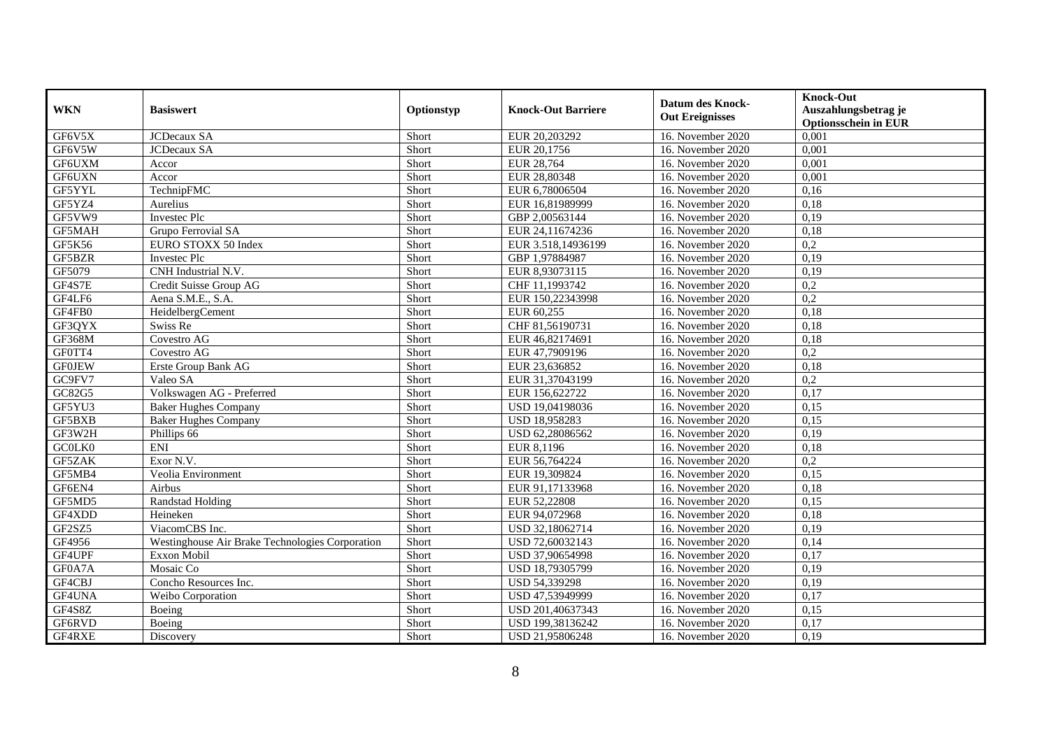| WKN | Basiswert | Optionstyp | Knock-Out Barriere | Datum des Knock-Out Ereignisses | Knock-Out Auszahlungsbetrag je Optionsschein in EUR |
|---|---|---|---|---|---|
| GF6V5X | JCDecaux SA | Short | EUR 20,203292 | 16. November 2020 | 0,001 |
| GF6V5W | JCDecaux SA | Short | EUR 20,1756 | 16. November 2020 | 0,001 |
| GF6UXM | Accor | Short | EUR 28,764 | 16. November 2020 | 0,001 |
| GF6UXN | Accor | Short | EUR 28,80348 | 16. November 2020 | 0,001 |
| GF5YYL | TechnipFMC | Short | EUR 6,78006504 | 16. November 2020 | 0,16 |
| GF5YZ4 | Aurelius | Short | EUR 16,81989999 | 16. November 2020 | 0,18 |
| GF5VW9 | Investec Plc | Short | GBP 2,00563144 | 16. November 2020 | 0,19 |
| GF5MAH | Grupo Ferrovial SA | Short | EUR 24,11674236 | 16. November 2020 | 0,18 |
| GF5K56 | EURO STOXX 50 Index | Short | EUR 3.518,14936199 | 16. November 2020 | 0,2 |
| GF5BZR | Investec Plc | Short | GBP 1,97884987 | 16. November 2020 | 0,19 |
| GF5079 | CNH Industrial N.V. | Short | EUR 8,93073115 | 16. November 2020 | 0,19 |
| GF4S7E | Credit Suisse Group AG | Short | CHF 11,1993742 | 16. November 2020 | 0,2 |
| GF4LF6 | Aena S.M.E., S.A. | Short | EUR 150,22343998 | 16. November 2020 | 0,2 |
| GF4FB0 | HeidelbergCement | Short | EUR 60,255 | 16. November 2020 | 0,18 |
| GF3QYX | Swiss Re | Short | CHF 81,56190731 | 16. November 2020 | 0,18 |
| GF368M | Covestro AG | Short | EUR 46,82174691 | 16. November 2020 | 0,18 |
| GF0TT4 | Covestro AG | Short | EUR 47,7909196 | 16. November 2020 | 0,2 |
| GF0JEW | Erste Group Bank AG | Short | EUR 23,636852 | 16. November 2020 | 0,18 |
| GC9FV7 | Valeo SA | Short | EUR 31,37043199 | 16. November 2020 | 0,2 |
| GC82G5 | Volkswagen AG - Preferred | Short | EUR 156,622722 | 16. November 2020 | 0,17 |
| GF5YU3 | Baker Hughes Company | Short | USD 19,04198036 | 16. November 2020 | 0,15 |
| GF5BXB | Baker Hughes Company | Short | USD 18,958283 | 16. November 2020 | 0,15 |
| GF3W2H | Phillips 66 | Short | USD 62,28086562 | 16. November 2020 | 0,19 |
| GC0LK0 | ENI | Short | EUR 8,1196 | 16. November 2020 | 0,18 |
| GF5ZAK | Exor N.V. | Short | EUR 56,764224 | 16. November 2020 | 0,2 |
| GF5MB4 | Veolia Environment | Short | EUR 19,309824 | 16. November 2020 | 0,15 |
| GF6EN4 | Airbus | Short | EUR 91,17133968 | 16. November 2020 | 0,18 |
| GF5MD5 | Randstad Holding | Short | EUR 52,22808 | 16. November 2020 | 0,15 |
| GF4XDD | Heineken | Short | EUR 94,072968 | 16. November 2020 | 0,18 |
| GF2SZ5 | ViacomCBS Inc. | Short | USD 32,18062714 | 16. November 2020 | 0,19 |
| GF4956 | Westinghouse Air Brake Technologies Corporation | Short | USD 72,60032143 | 16. November 2020 | 0,14 |
| GF4UPF | Exxon Mobil | Short | USD 37,90654998 | 16. November 2020 | 0,17 |
| GF0A7A | Mosaic Co | Short | USD 18,79305799 | 16. November 2020 | 0,19 |
| GF4CBJ | Concho Resources Inc. | Short | USD 54,339298 | 16. November 2020 | 0,19 |
| GF4UNA | Weibo Corporation | Short | USD 47,53949999 | 16. November 2020 | 0,17 |
| GF4S8Z | Boeing | Short | USD 201,40637343 | 16. November 2020 | 0,15 |
| GF6RVD | Boeing | Short | USD 199,38136242 | 16. November 2020 | 0,17 |
| GF4RXE | Discovery | Short | USD 21,95806248 | 16. November 2020 | 0,19 |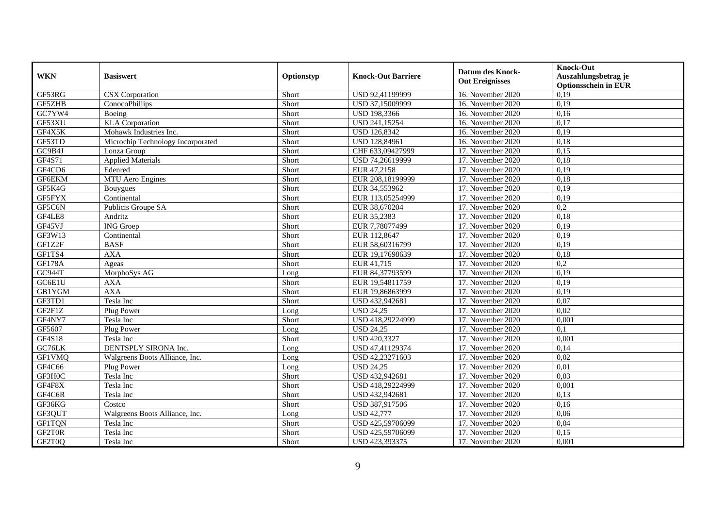| WKN | Basiswert | Optionstyp | Knock-Out Barriere | Datum des Knock-Out Ereignisses | Knock-Out Auszahlungsbetrag je Optionsschein in EUR |
|---|---|---|---|---|---|
| GF53RG | CSX Corporation | Short | USD 92,41199999 | 16. November 2020 | 0,19 |
| GF5ZHB | ConocoPhillips | Short | USD 37,15009999 | 16. November 2020 | 0,19 |
| GC7YW4 | Boeing | Short | USD 198,3366 | 16. November 2020 | 0,16 |
| GF53XU | KLA Corporation | Short | USD 241,15254 | 16. November 2020 | 0,17 |
| GF4X5K | Mohawk Industries Inc. | Short | USD 126,8342 | 16. November 2020 | 0,19 |
| GF53TD | Microchip Technology Incorporated | Short | USD 128,84961 | 16. November 2020 | 0,18 |
| GC9B4J | Lonza Group | Short | CHF 633,09427999 | 17. November 2020 | 0,15 |
| GF4S71 | Applied Materials | Short | USD 74,26619999 | 17. November 2020 | 0,18 |
| GF4CD6 | Edenred | Short | EUR 47,2158 | 17. November 2020 | 0,19 |
| GF6EKM | MTU Aero Engines | Short | EUR 208,18199999 | 17. November 2020 | 0,18 |
| GF5K4G | Bouygues | Short | EUR 34,553962 | 17. November 2020 | 0,19 |
| GF5FYX | Continental | Short | EUR 113,05254999 | 17. November 2020 | 0,19 |
| GF5C6N | Publicis Groupe SA | Short | EUR 38,670204 | 17. November 2020 | 0,2 |
| GF4LE8 | Andritz | Short | EUR 35,2383 | 17. November 2020 | 0,18 |
| GF45VJ | ING Groep | Short | EUR 7,78077499 | 17. November 2020 | 0,19 |
| GF3W13 | Continental | Short | EUR 112,8647 | 17. November 2020 | 0,19 |
| GF1Z2F | BASF | Short | EUR 58,60316799 | 17. November 2020 | 0,19 |
| GF1TS4 | AXA | Short | EUR 19,17698639 | 17. November 2020 | 0,18 |
| GF178A | Ageas | Short | EUR 41,715 | 17. November 2020 | 0,2 |
| GC944T | MorphoSys AG | Long | EUR 84,37793599 | 17. November 2020 | 0,19 |
| GC6E1U | AXA | Short | EUR 19,54811759 | 17. November 2020 | 0,19 |
| GB1YGM | AXA | Short | EUR 19,86863999 | 17. November 2020 | 0,19 |
| GF3TD1 | Tesla Inc | Short | USD 432,942681 | 17. November 2020 | 0,07 |
| GF2F1Z | Plug Power | Long | USD 24,25 | 17. November 2020 | 0,02 |
| GF4NY7 | Tesla Inc | Short | USD 418,29224999 | 17. November 2020 | 0,001 |
| GF5607 | Plug Power | Long | USD 24,25 | 17. November 2020 | 0,1 |
| GF4S18 | Tesla Inc | Short | USD 420,3327 | 17. November 2020 | 0,001 |
| GC76LK | DENTSPLY SIRONA Inc. | Long | USD 47,41129374 | 17. November 2020 | 0,14 |
| GF1VMQ | Walgreens Boots Alliance, Inc. | Long | USD 42,23271603 | 17. November 2020 | 0,02 |
| GF4C66 | Plug Power | Long | USD 24,25 | 17. November 2020 | 0,01 |
| GF3H0C | Tesla Inc | Short | USD 432,942681 | 17. November 2020 | 0,03 |
| GF4F8X | Tesla Inc | Short | USD 418,29224999 | 17. November 2020 | 0,001 |
| GF4C6R | Tesla Inc | Short | USD 432,942681 | 17. November 2020 | 0,13 |
| GF36KG | Costco | Short | USD 387,917506 | 17. November 2020 | 0,16 |
| GF3QUT | Walgreens Boots Alliance, Inc. | Long | USD 42,777 | 17. November 2020 | 0,06 |
| GF1TQN | Tesla Inc | Short | USD 425,59706099 | 17. November 2020 | 0,04 |
| GF2T0R | Tesla Inc | Short | USD 425,59706099 | 17. November 2020 | 0,15 |
| GF2T0Q | Tesla Inc | Short | USD 423,393375 | 17. November 2020 | 0,001 |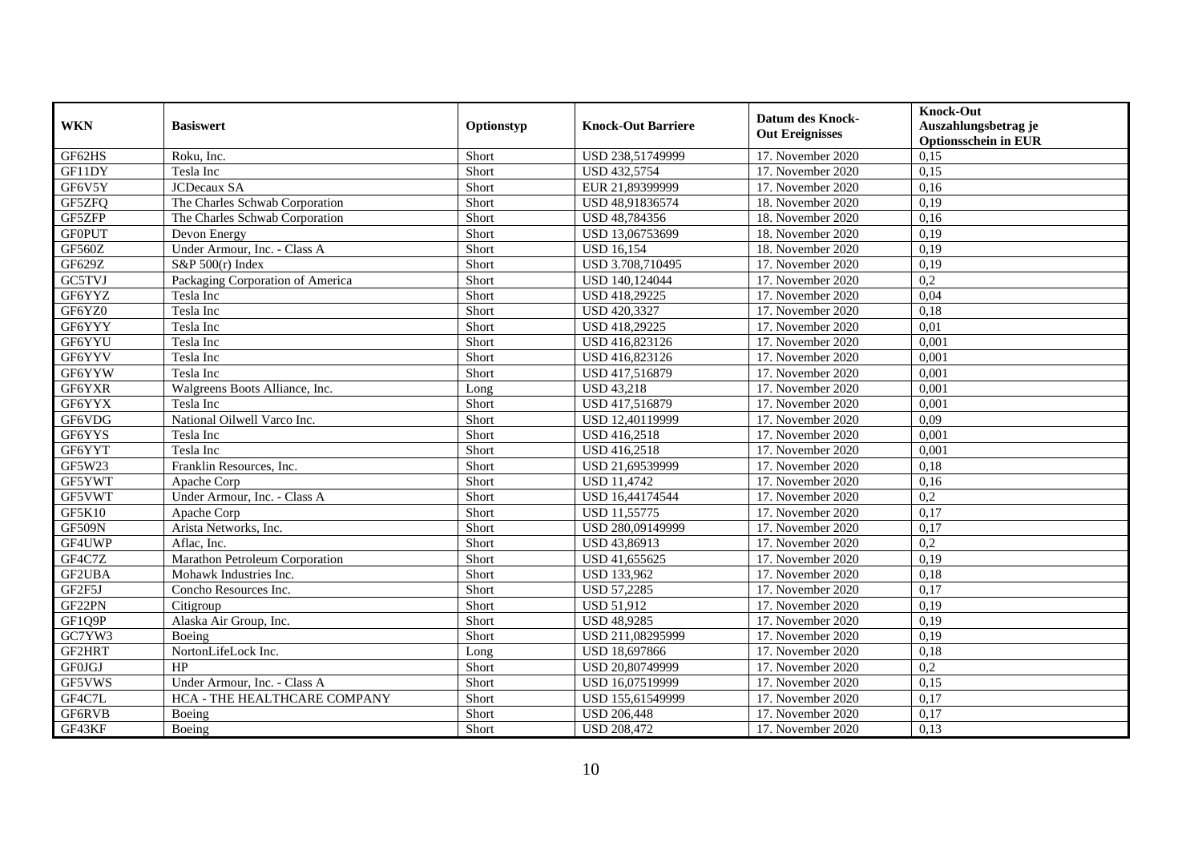| WKN | Basiswert | Optionstyp | Knock-Out Barriere | Datum des Knock-Out Ereignisses | Knock-Out Auszahlungsbetrag je Optionsschein in EUR |
|---|---|---|---|---|---|
| GF62HS | Roku, Inc. | Short | USD 238,51749999 | 17. November 2020 | 0,15 |
| GF11DY | Tesla Inc | Short | USD 432,5754 | 17. November 2020 | 0,15 |
| GF6V5Y | JCDecaux SA | Short | EUR 21,89399999 | 17. November 2020 | 0,16 |
| GF5ZFQ | The Charles Schwab Corporation | Short | USD 48,91836574 | 18. November 2020 | 0,19 |
| GF5ZFP | The Charles Schwab Corporation | Short | USD 48,784356 | 18. November 2020 | 0,16 |
| GF0PUT | Devon Energy | Short | USD 13,06753699 | 18. November 2020 | 0,19 |
| GF560Z | Under Armour, Inc. - Class A | Short | USD 16,154 | 18. November 2020 | 0,19 |
| GF629Z | S&P 500(r) Index | Short | USD 3.708,710495 | 17. November 2020 | 0,19 |
| GC5TVJ | Packaging Corporation of America | Short | USD 140,124044 | 17. November 2020 | 0,2 |
| GF6YYZ | Tesla Inc | Short | USD 418,29225 | 17. November 2020 | 0,04 |
| GF6YZ0 | Tesla Inc | Short | USD 420,3327 | 17. November 2020 | 0,18 |
| GF6YYY | Tesla Inc | Short | USD 418,29225 | 17. November 2020 | 0,01 |
| GF6YYU | Tesla Inc | Short | USD 416,823126 | 17. November 2020 | 0,001 |
| GF6YYV | Tesla Inc | Short | USD 416,823126 | 17. November 2020 | 0,001 |
| GF6YYW | Tesla Inc | Short | USD 417,516879 | 17. November 2020 | 0,001 |
| GF6YXR | Walgreens Boots Alliance, Inc. | Long | USD 43,218 | 17. November 2020 | 0,001 |
| GF6YYX | Tesla Inc | Short | USD 417,516879 | 17. November 2020 | 0,001 |
| GF6VDG | National Oilwell Varco Inc. | Short | USD 12,40119999 | 17. November 2020 | 0,09 |
| GF6YYS | Tesla Inc | Short | USD 416,2518 | 17. November 2020 | 0,001 |
| GF6YYT | Tesla Inc | Short | USD 416,2518 | 17. November 2020 | 0,001 |
| GF5W23 | Franklin Resources, Inc. | Short | USD 21,69539999 | 17. November 2020 | 0,18 |
| GF5YWT | Apache Corp | Short | USD 11,4742 | 17. November 2020 | 0,16 |
| GF5VWT | Under Armour, Inc. - Class A | Short | USD 16,44174544 | 17. November 2020 | 0,2 |
| GF5K10 | Apache Corp | Short | USD 11,55775 | 17. November 2020 | 0,17 |
| GF509N | Arista Networks, Inc. | Short | USD 280,09149999 | 17. November 2020 | 0,17 |
| GF4UWP | Aflac, Inc. | Short | USD 43,86913 | 17. November 2020 | 0,2 |
| GF4C7Z | Marathon Petroleum Corporation | Short | USD 41,655625 | 17. November 2020 | 0,19 |
| GF2UBA | Mohawk Industries Inc. | Short | USD 133,962 | 17. November 2020 | 0,18 |
| GF2F5J | Concho Resources Inc. | Short | USD 57,2285 | 17. November 2020 | 0,17 |
| GF22PN | Citigroup | Short | USD 51,912 | 17. November 2020 | 0,19 |
| GF1Q9P | Alaska Air Group, Inc. | Short | USD 48,9285 | 17. November 2020 | 0,19 |
| GC7YW3 | Boeing | Short | USD 211,08295999 | 17. November 2020 | 0,19 |
| GF2HRT | NortonLifeLock Inc. | Long | USD 18,697866 | 17. November 2020 | 0,18 |
| GF0JGJ | HP | Short | USD 20,80749999 | 17. November 2020 | 0,2 |
| GF5VWS | Under Armour, Inc. - Class A | Short | USD 16,07519999 | 17. November 2020 | 0,15 |
| GF4C7L | HCA - THE HEALTHCARE COMPANY | Short | USD 155,61549999 | 17. November 2020 | 0,17 |
| GF6RVB | Boeing | Short | USD 206,448 | 17. November 2020 | 0,17 |
| GF43KF | Boeing | Short | USD 208,472 | 17. November 2020 | 0,13 |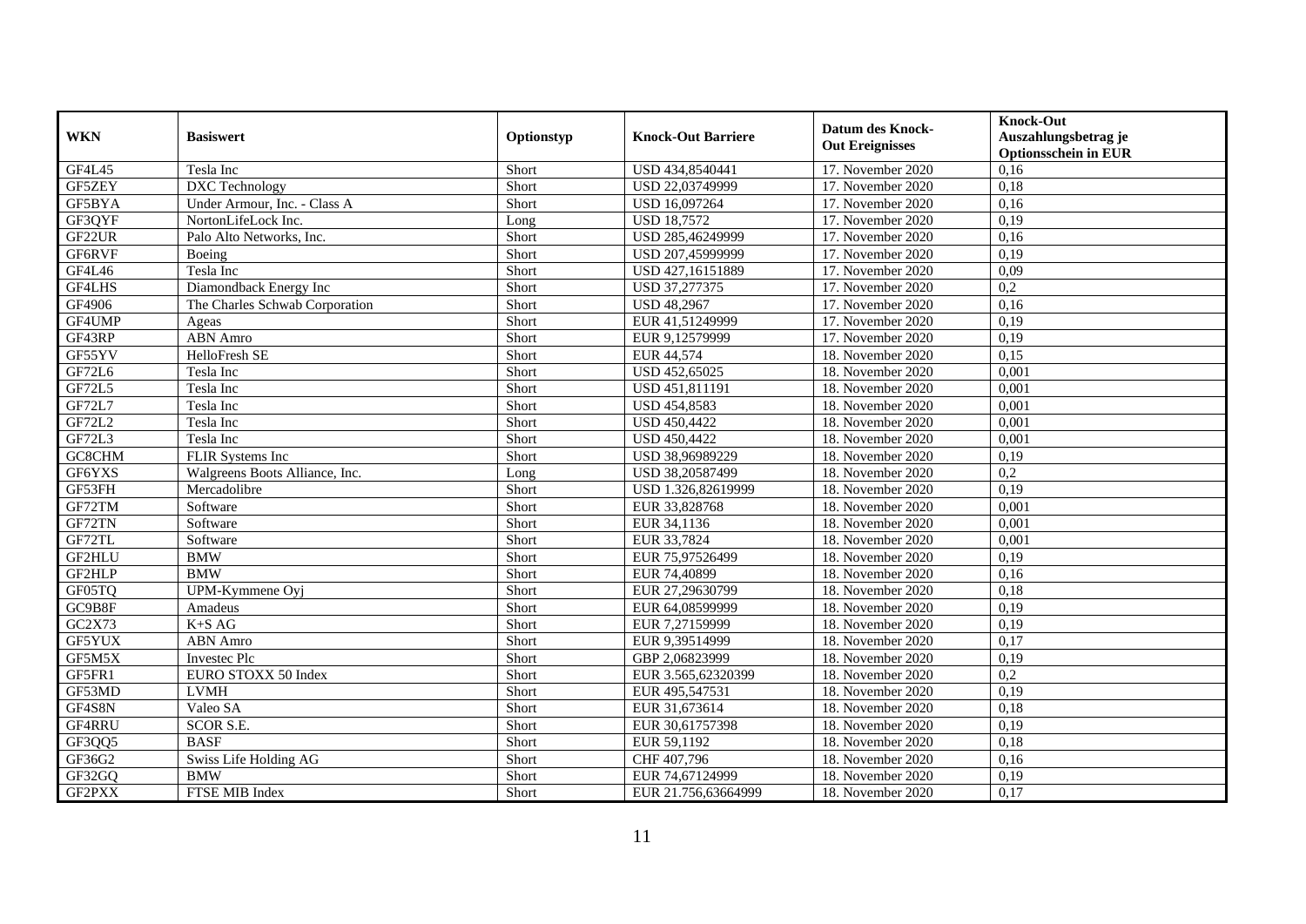| WKN | Basiswert | Optionstyp | Knock-Out Barriere | Datum des Knock-Out Ereignisses | Knock-Out Auszahlungsbetrag je Optionsschein in EUR |
|---|---|---|---|---|---|
| GF4L45 | Tesla Inc | Short | USD 434,8540441 | 17. November 2020 | 0,16 |
| GF5ZEY | DXC Technology | Short | USD 22,03749999 | 17. November 2020 | 0,18 |
| GF5BYA | Under Armour, Inc. - Class A | Short | USD 16,097264 | 17. November 2020 | 0,16 |
| GF3QYF | NortonLifeLock Inc. | Long | USD 18,7572 | 17. November 2020 | 0,19 |
| GF22UR | Palo Alto Networks, Inc. | Short | USD 285,46249999 | 17. November 2020 | 0,16 |
| GF6RVF | Boeing | Short | USD 207,45999999 | 17. November 2020 | 0,19 |
| GF4L46 | Tesla Inc | Short | USD 427,16151889 | 17. November 2020 | 0,09 |
| GF4LHS | Diamondback Energy Inc | Short | USD 37,277375 | 17. November 2020 | 0,2 |
| GF4906 | The Charles Schwab Corporation | Short | USD 48,2967 | 17. November 2020 | 0,16 |
| GF4UMP | Ageas | Short | EUR 41,51249999 | 17. November 2020 | 0,19 |
| GF43RP | ABN Amro | Short | EUR 9,12579999 | 17. November 2020 | 0,19 |
| GF55YV | HelloFresh SE | Short | EUR 44,574 | 18. November 2020 | 0,15 |
| GF72L6 | Tesla Inc | Short | USD 452,65025 | 18. November 2020 | 0,001 |
| GF72L5 | Tesla Inc | Short | USD 451,811191 | 18. November 2020 | 0,001 |
| GF72L7 | Tesla Inc | Short | USD 454,8583 | 18. November 2020 | 0,001 |
| GF72L2 | Tesla Inc | Short | USD 450,4422 | 18. November 2020 | 0,001 |
| GF72L3 | Tesla Inc | Short | USD 450,4422 | 18. November 2020 | 0,001 |
| GC8CHM | FLIR Systems Inc | Short | USD 38,96989229 | 18. November 2020 | 0,19 |
| GF6YXS | Walgreens Boots Alliance, Inc. | Long | USD 38,20587499 | 18. November 2020 | 0,2 |
| GF53FH | Mercadolibre | Short | USD 1.326,82619999 | 18. November 2020 | 0,19 |
| GF72TM | Software | Short | EUR 33,828768 | 18. November 2020 | 0,001 |
| GF72TN | Software | Short | EUR 34,1136 | 18. November 2020 | 0,001 |
| GF72TL | Software | Short | EUR 33,7824 | 18. November 2020 | 0,001 |
| GF2HLU | BMW | Short | EUR 75,97526499 | 18. November 2020 | 0,19 |
| GF2HLP | BMW | Short | EUR 74,40899 | 18. November 2020 | 0,16 |
| GF05TQ | UPM-Kymmene Oyj | Short | EUR 27,29630799 | 18. November 2020 | 0,18 |
| GC9B8F | Amadeus | Short | EUR 64,08599999 | 18. November 2020 | 0,19 |
| GC2X73 | K+S AG | Short | EUR 7,27159999 | 18. November 2020 | 0,19 |
| GF5YUX | ABN Amro | Short | EUR 9,39514999 | 18. November 2020 | 0,17 |
| GF5M5X | Investec Plc | Short | GBP 2,06823999 | 18. November 2020 | 0,19 |
| GF5FR1 | EURO STOXX 50 Index | Short | EUR 3.565,62320399 | 18. November 2020 | 0,2 |
| GF53MD | LVMH | Short | EUR 495,547531 | 18. November 2020 | 0,19 |
| GF4S8N | Valeo SA | Short | EUR 31,673614 | 18. November 2020 | 0,18 |
| GF4RRU | SCOR S.E. | Short | EUR 30,61757398 | 18. November 2020 | 0,19 |
| GF3QQ5 | BASF | Short | EUR 59,1192 | 18. November 2020 | 0,18 |
| GF36G2 | Swiss Life Holding AG | Short | CHF 407,796 | 18. November 2020 | 0,16 |
| GF32GQ | BMW | Short | EUR 74,67124999 | 18. November 2020 | 0,19 |
| GF2PXX | FTSE MIB Index | Short | EUR 21.756,63664999 | 18. November 2020 | 0,17 |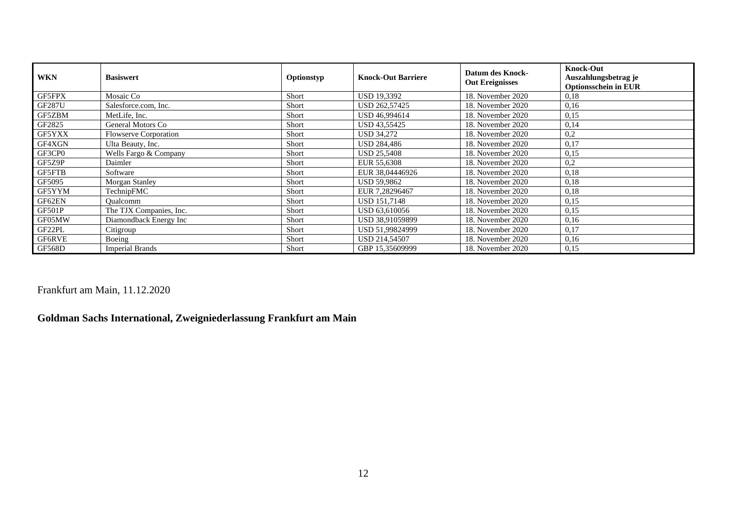| WKN | Basiswert | Optionstyp | Knock-Out Barriere | Datum des Knock-Out Ereignisses | Knock-Out Auszahlungsbetrag je Optionsschein in EUR |
|---|---|---|---|---|---|
| GF5FPX | Mosaic Co | Short | USD 19,3392 | 18. November 2020 | 0,18 |
| GF287U | Salesforce.com, Inc. | Short | USD 262,57425 | 18. November 2020 | 0,16 |
| GF5ZBM | MetLife, Inc. | Short | USD 46,994614 | 18. November 2020 | 0,15 |
| GF2825 | General Motors Co | Short | USD 43,55425 | 18. November 2020 | 0,14 |
| GF5YXX | Flowserve Corporation | Short | USD 34,272 | 18. November 2020 | 0,2 |
| GF4XGN | Ulta Beauty, Inc. | Short | USD 284,486 | 18. November 2020 | 0,17 |
| GF3CP0 | Wells Fargo & Company | Short | USD 25,5408 | 18. November 2020 | 0,15 |
| GF5Z9P | Daimler | Short | EUR 55,6308 | 18. November 2020 | 0,2 |
| GF5FTB | Software | Short | EUR 38,04446926 | 18. November 2020 | 0,18 |
| GF5095 | Morgan Stanley | Short | USD 59,9862 | 18. November 2020 | 0,18 |
| GF5YYM | TechnipFMC | Short | EUR 7,28296467 | 18. November 2020 | 0,18 |
| GF62EN | Qualcomm | Short | USD 151,7148 | 18. November 2020 | 0,15 |
| GF501P | The TJX Companies, Inc. | Short | USD 63,610056 | 18. November 2020 | 0,15 |
| GF05MW | Diamondback Energy Inc | Short | USD 38,91059899 | 18. November 2020 | 0,16 |
| GF22PL | Citigroup | Short | USD 51,99824999 | 18. November 2020 | 0,17 |
| GF6RVE | Boeing | Short | USD 214,54507 | 18. November 2020 | 0,16 |
| GF568D | Imperial Brands | Short | GBP 15,35609999 | 18. November 2020 | 0,15 |

Frankfurt am Main, 11.12.2020

**Goldman Sachs International, Zweigniederlassung Frankfurt am Main**